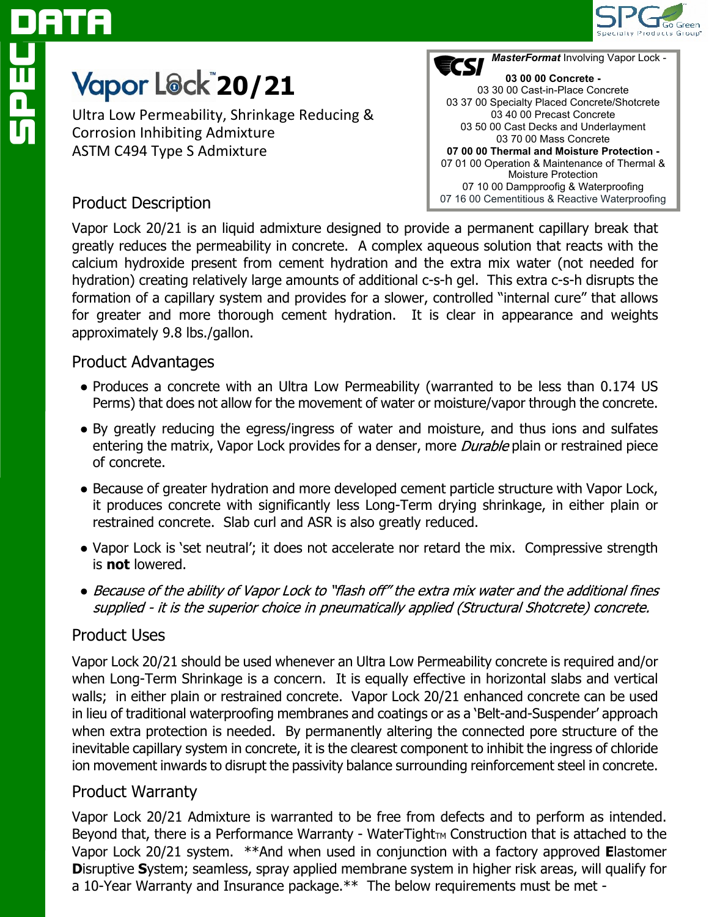# Vapor Lock™ 20/21

Ultra Low Permeability, Shrinkage Reducing & Corrosion Inhibiting Admixture
ASTM C494 Type S Admixture

**CSI** ***MasterFormat*** Involving Vapor Lock -

**03 00 00 Concrete -**
03 30 00 Cast-in-Place Concrete
03 37 00 Specialty Placed Concrete/Shotcrete
03 40 00 Precast Concrete
03 50 00 Cast Decks and Underlayment
03 70 00 Mass Concrete
**07 00 00 Thermal and Moisture Protection -**
07 01 00 Operation & Maintenance of Thermal & Moisture Protection
07 10 00 Dampproofig & Waterproofing
07 16 00 Cementitious & Reactive Waterproofing

## Product Description

Vapor Lock 20/21 is an liquid admixture designed to provide a permanent capillary break that greatly reduces the permeability in concrete. A complex aqueous solution that reacts with the calcium hydroxide present from cement hydration and the extra mix water (not needed for hydration) creating relatively large amounts of additional c-s-h gel. This extra c-s-h disrupts the formation of a capillary system and provides for a slower, controlled "internal cure" that allows for greater and more thorough cement hydration. It is clear in appearance and weights approximately 9.8 lbs./gallon.

## Product Advantages

- Produces a concrete with an Ultra Low Permeability (warranted to be less than 0.174 US Perms) that does not allow for the movement of water or moisture/vapor through the concrete.
- By greatly reducing the egress/ingress of water and moisture, and thus ions and sulfates entering the matrix, Vapor Lock provides for a denser, more *Durable* plain or restrained piece of concrete.
- Because of greater hydration and more developed cement particle structure with Vapor Lock, it produces concrete with significantly less Long-Term drying shrinkage, in either plain or restrained concrete. Slab curl and ASR is also greatly reduced.
- Vapor Lock is 'set neutral'; it does not accelerate nor retard the mix. Compressive strength is **not** lowered.
- *Because of the ability of Vapor Lock to "flash off" the extra mix water and the additional fines supplied - it is the superior choice in pneumatically applied (Structural Shotcrete) concrete.*

## Product Uses

Vapor Lock 20/21 should be used whenever an Ultra Low Permeability concrete is required and/or when Long-Term Shrinkage is a concern. It is equally effective in horizontal slabs and vertical walls; in either plain or restrained concrete. Vapor Lock 20/21 enhanced concrete can be used in lieu of traditional waterproofing membranes and coatings or as a 'Belt-and-Suspender' approach when extra protection is needed. By permanently altering the connected pore structure of the inevitable capillary system in concrete, it is the clearest component to inhibit the ingress of chloride ion movement inwards to disrupt the passivity balance surrounding reinforcement steel in concrete.

## Product Warranty

Vapor Lock 20/21 Admixture is warranted to be free from defects and to perform as intended. Beyond that, there is a Performance Warranty - WaterTight™ Construction that is attached to the Vapor Lock 20/21 system. **And when used in conjunction with a factory approved **E**lastomer **D**isruptive **S**ystem; seamless, spray applied membrane system in higher risk areas, will qualify for a 10-Year Warranty and Insurance package.** The below requirements must be met -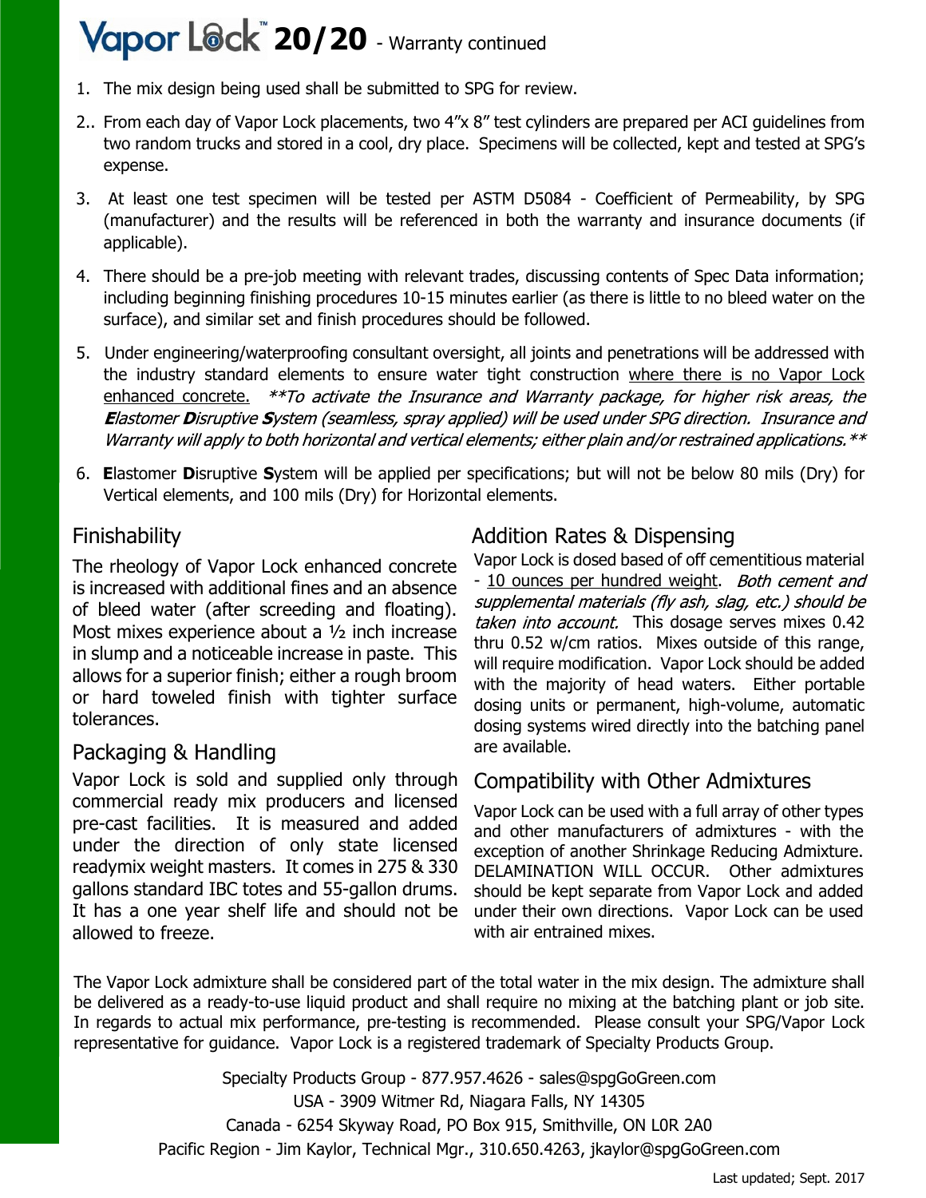# Vapor Lock™ 20/20 - Warranty continued

1. The mix design being used shall be submitted to SPG for review.
2. From each day of Vapor Lock placements, two 4"x 8" test cylinders are prepared per ACI guidelines from two random trucks and stored in a cool, dry place. Specimens will be collected, kept and tested at SPG's expense.
3. At least one test specimen will be tested per ASTM D5084 - Coefficient of Permeability, by SPG (manufacturer) and the results will be referenced in both the warranty and insurance documents (if applicable).
4. There should be a pre-job meeting with relevant trades, discussing contents of Spec Data information; including beginning finishing procedures 10-15 minutes earlier (as there is little to no bleed water on the surface), and similar set and finish procedures should be followed.
5. Under engineering/waterproofing consultant oversight, all joints and penetrations will be addressed with the industry standard elements to ensure water tight construction where there is no Vapor Lock enhanced concrete. ***To activate the Insurance and Warranty package, for higher risk areas, the **E**lastomer **D**isruptive **S**ystem (seamless, spray applied) will be used under SPG direction. Insurance and Warranty will apply to both horizontal and vertical elements; either plain and/or restrained applications.***
6. **E**lastomer **D**isruptive **S**ystem will be applied per specifications; but will not be below 80 mils (Dry) for Vertical elements, and 100 mils (Dry) for Horizontal elements.

## Finishability

The rheology of Vapor Lock enhanced concrete is increased with additional fines and an absence of bleed water (after screeding and floating). Most mixes experience about a ½ inch increase in slump and a noticeable increase in paste. This allows for a superior finish; either a rough broom or hard toweled finish with tighter surface tolerances.

## Packaging & Handling

Vapor Lock is sold and supplied only through commercial ready mix producers and licensed pre-cast facilities. It is measured and added under the direction of only state licensed readymix weight masters. It comes in 275 & 330 gallons standard IBC totes and 55-gallon drums. It has a one year shelf life and should not be allowed to freeze.

## Addition Rates & Dispensing

Vapor Lock is dosed based of off cementitious material - 10 ounces per hundred weight. *Both cement and supplemental materials (fly ash, slag, etc.) should be taken into account.* This dosage serves mixes 0.42 thru 0.52 w/cm ratios. Mixes outside of this range, will require modification. Vapor Lock should be added with the majority of head waters. Either portable dosing units or permanent, high-volume, automatic dosing systems wired directly into the batching panel are available.

## Compatibility with Other Admixtures

Vapor Lock can be used with a full array of other types and other manufacturers of admixtures - with the exception of another Shrinkage Reducing Admixture. DELAMINATION WILL OCCUR. Other admixtures should be kept separate from Vapor Lock and added under their own directions. Vapor Lock can be used with air entrained mixes.

The Vapor Lock admixture shall be considered part of the total water in the mix design. The admixture shall be delivered as a ready-to-use liquid product and shall require no mixing at the batching plant or job site. In regards to actual mix performance, pre-testing is recommended. Please consult your SPG/Vapor Lock representative for guidance. Vapor Lock is a registered trademark of Specialty Products Group.

Specialty Products Group - 877.957.4626 - sales@spgGoGreen.com
USA - 3909 Witmer Rd, Niagara Falls, NY 14305
Canada - 6254 Skyway Road, PO Box 915, Smithville, ON L0R 2A0
Pacific Region - Jim Kaylor, Technical Mgr., 310.650.4263, jkaylor@spgGoGreen.com

Last updated; Sept. 2017